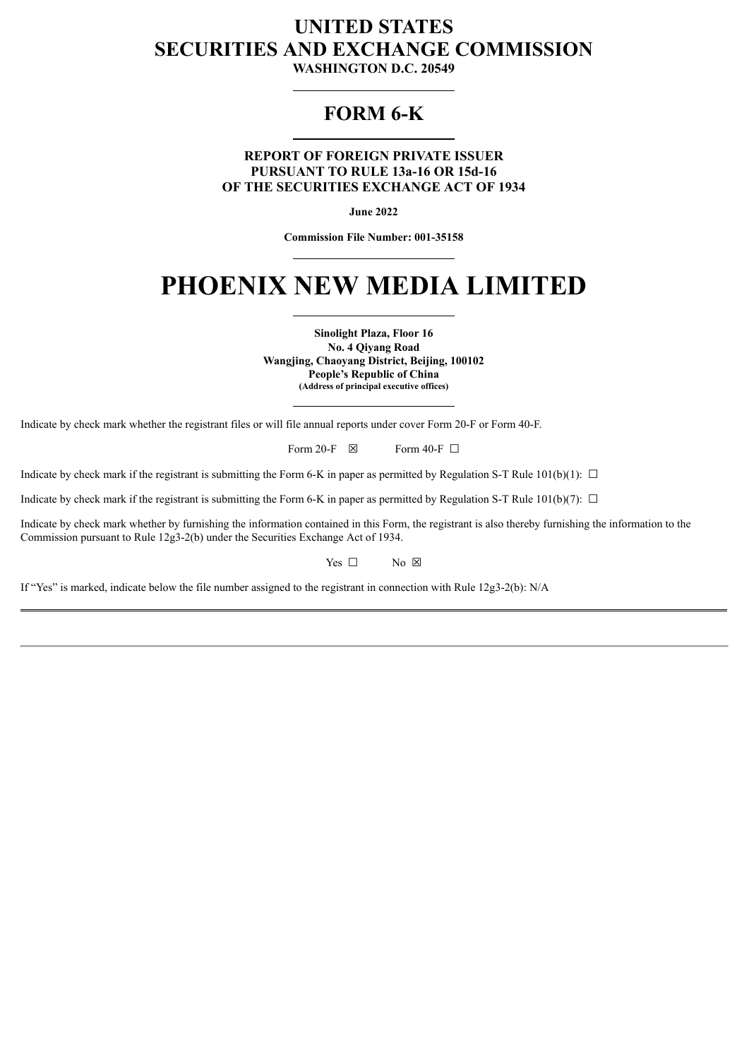# UNITED STATES
# SECURITIES AND EXCHANGE COMMISSION

**WASHINGTON D.C. 20549**

---

## FORM 6-K

---

**REPORT OF FOREIGN PRIVATE ISSUER**
**PURSUANT TO RULE 13a-16 OR 15d-16**
**OF THE SECURITIES EXCHANGE ACT OF 1934**

**June 2022**

**Commission File Number: 001-35158**

---

# PHOENIX NEW MEDIA LIMITED

---

**Sinolight Plaza, Floor 16**
**No. 4 Qiyang Road**
**Wangjing, Chaoyang District, Beijing, 100102**
**People's Republic of China**
**(Address of principal executive offices)**

---

Indicate by check mark whether the registrant files or will file annual reports under cover Form 20-F or Form 40-F.

Form 20-F ☒ Form 40-F ☐

Indicate by check mark if the registrant is submitting the Form 6-K in paper as permitted by Regulation S-T Rule 101(b)(1): ☐

Indicate by check mark if the registrant is submitting the Form 6-K in paper as permitted by Regulation S-T Rule 101(b)(7): ☐

Indicate by check mark whether by furnishing the information contained in this Form, the registrant is also thereby furnishing the information to the Commission pursuant to Rule 12g3-2(b) under the Securities Exchange Act of 1934.

Yes ☐ No ☒

If "Yes" is marked, indicate below the file number assigned to the registrant in connection with Rule 12g3-2(b): N/A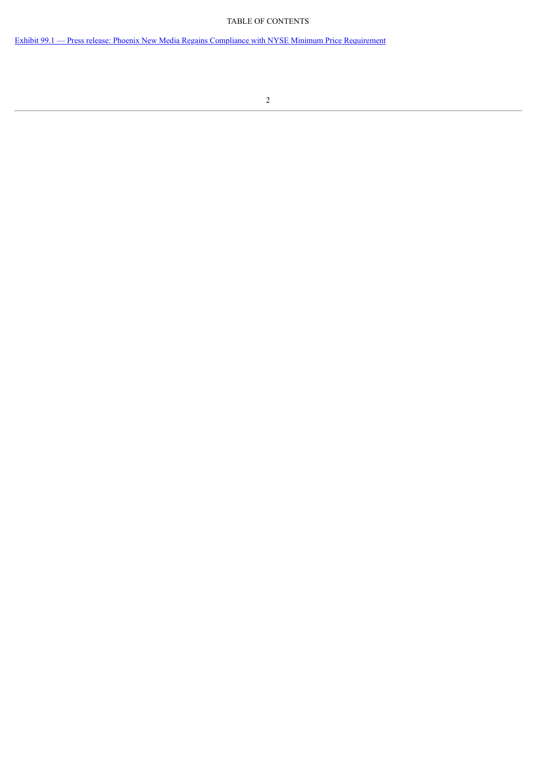TABLE OF CONTENTS

Exhibit 99.1 — Press release: Phoenix New Media Regains Compliance with NYSE Minimum Price Requirement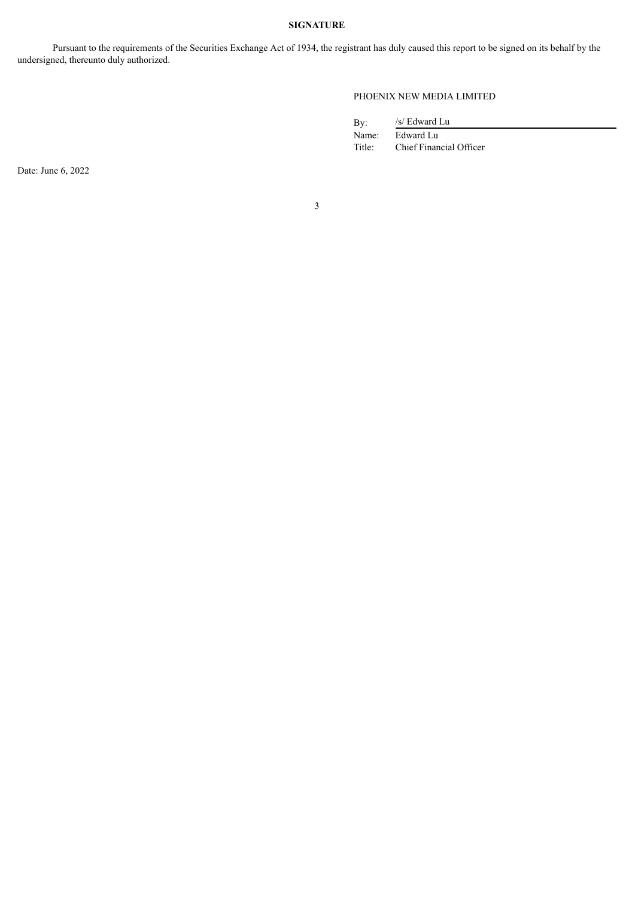**SIGNATURE**

Pursuant to the requirements of the Securities Exchange Act of 1934, the registrant has duly caused this report to be signed on its behalf by the undersigned, thereunto duly authorized.

PHOENIX NEW MEDIA LIMITED

| | |
|---|---|
| By: | /s/ Edward Lu |
| Name: | Edward Lu |
| Title: | Chief Financial Officer |

Date: June 6, 2022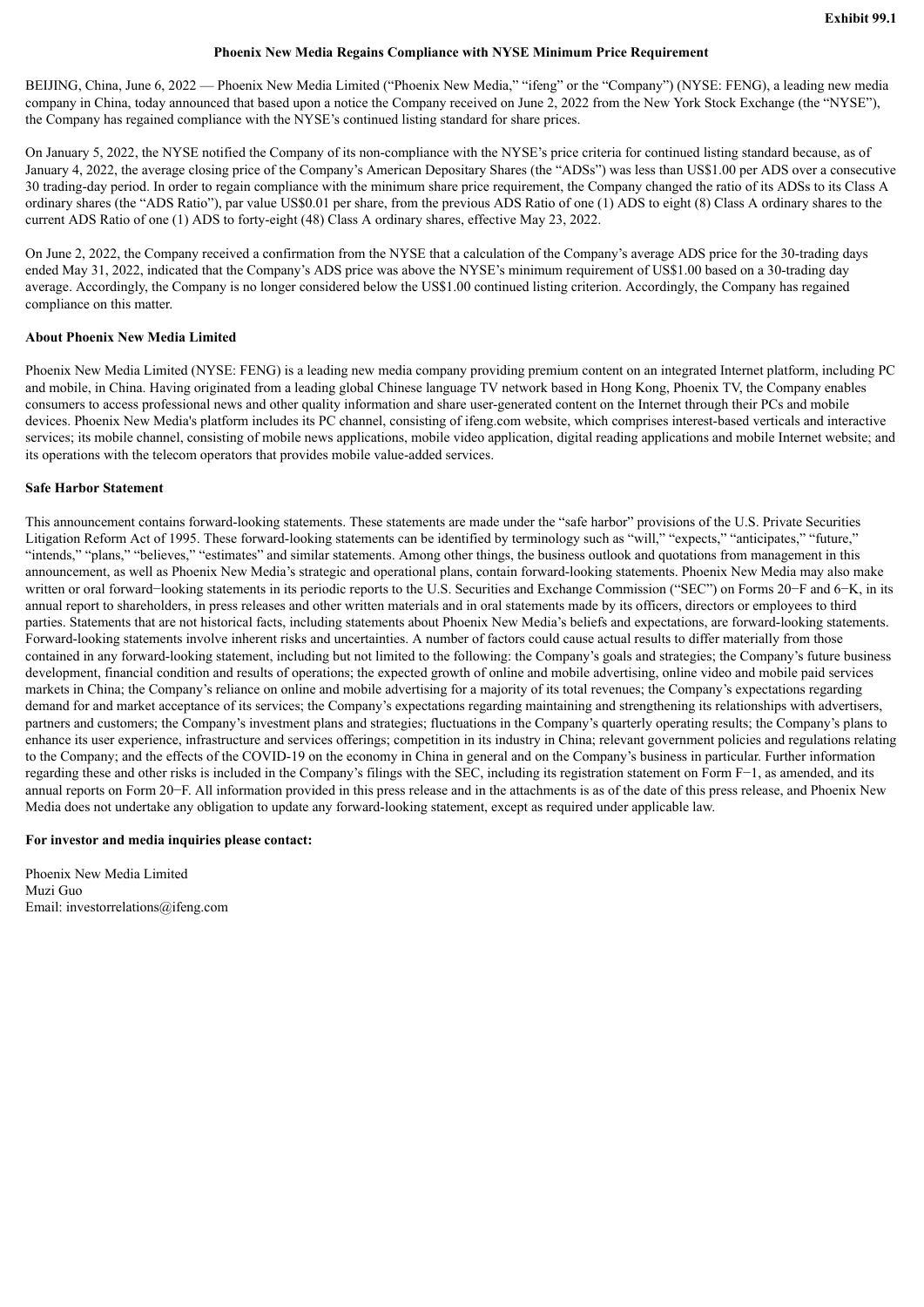**Exhibit 99.1**

## Phoenix New Media Regains Compliance with NYSE Minimum Price Requirement

BEIJING, China, June 6, 2022 — Phoenix New Media Limited (“Phoenix New Media,” “ifeng” or the “Company”) (NYSE: FENG), a leading new media company in China, today announced that based upon a notice the Company received on June 2, 2022 from the New York Stock Exchange (the “NYSE”), the Company has regained compliance with the NYSE’s continued listing standard for share prices.

On January 5, 2022, the NYSE notified the Company of its non-compliance with the NYSE’s price criteria for continued listing standard because, as of January 4, 2022, the average closing price of the Company’s American Depositary Shares (the “ADSs”) was less than US$1.00 per ADS over a consecutive 30 trading-day period. In order to regain compliance with the minimum share price requirement, the Company changed the ratio of its ADSs to its Class A ordinary shares (the “ADS Ratio”), par value US$0.01 per share, from the previous ADS Ratio of one (1) ADS to eight (8) Class A ordinary shares to the current ADS Ratio of one (1) ADS to forty-eight (48) Class A ordinary shares, effective May 23, 2022.

On June 2, 2022, the Company received a confirmation from the NYSE that a calculation of the Company’s average ADS price for the 30-trading days ended May 31, 2022, indicated that the Company’s ADS price was above the NYSE’s minimum requirement of US$1.00 based on a 30-trading day average. Accordingly, the Company is no longer considered below the US$1.00 continued listing criterion. Accordingly, the Company has regained compliance on this matter.

### About Phoenix New Media Limited

Phoenix New Media Limited (NYSE: FENG) is a leading new media company providing premium content on an integrated Internet platform, including PC and mobile, in China. Having originated from a leading global Chinese language TV network based in Hong Kong, Phoenix TV, the Company enables consumers to access professional news and other quality information and share user-generated content on the Internet through their PCs and mobile devices. Phoenix New Media's platform includes its PC channel, consisting of ifeng.com website, which comprises interest-based verticals and interactive services; its mobile channel, consisting of mobile news applications, mobile video application, digital reading applications and mobile Internet website; and its operations with the telecom operators that provides mobile value-added services.

### Safe Harbor Statement

This announcement contains forward-looking statements. These statements are made under the “safe harbor” provisions of the U.S. Private Securities Litigation Reform Act of 1995. These forward-looking statements can be identified by terminology such as “will,” “expects,” “anticipates,” “future,” “intends,” “plans,” “believes,” “estimates” and similar statements. Among other things, the business outlook and quotations from management in this announcement, as well as Phoenix New Media’s strategic and operational plans, contain forward-looking statements. Phoenix New Media may also make written or oral forward−looking statements in its periodic reports to the U.S. Securities and Exchange Commission (“SEC”) on Forms 20−F and 6−K, in its annual report to shareholders, in press releases and other written materials and in oral statements made by its officers, directors or employees to third parties. Statements that are not historical facts, including statements about Phoenix New Media’s beliefs and expectations, are forward-looking statements. Forward-looking statements involve inherent risks and uncertainties. A number of factors could cause actual results to differ materially from those contained in any forward-looking statement, including but not limited to the following: the Company’s goals and strategies; the Company’s future business development, financial condition and results of operations; the expected growth of online and mobile advertising, online video and mobile paid services markets in China; the Company’s reliance on online and mobile advertising for a majority of its total revenues; the Company’s expectations regarding demand for and market acceptance of its services; the Company’s expectations regarding maintaining and strengthening its relationships with advertisers, partners and customers; the Company’s investment plans and strategies; fluctuations in the Company’s quarterly operating results; the Company’s plans to enhance its user experience, infrastructure and services offerings; competition in its industry in China; relevant government policies and regulations relating to the Company; and the effects of the COVID-19 on the economy in China in general and on the Company’s business in particular. Further information regarding these and other risks is included in the Company’s filings with the SEC, including its registration statement on Form F−1, as amended, and its annual reports on Form 20−F. All information provided in this press release and in the attachments is as of the date of this press release, and Phoenix New Media does not undertake any obligation to update any forward-looking statement, except as required under applicable law.

**For investor and media inquiries please contact:**

Phoenix New Media Limited
Muzi Guo
Email: investorrelations@ifeng.com